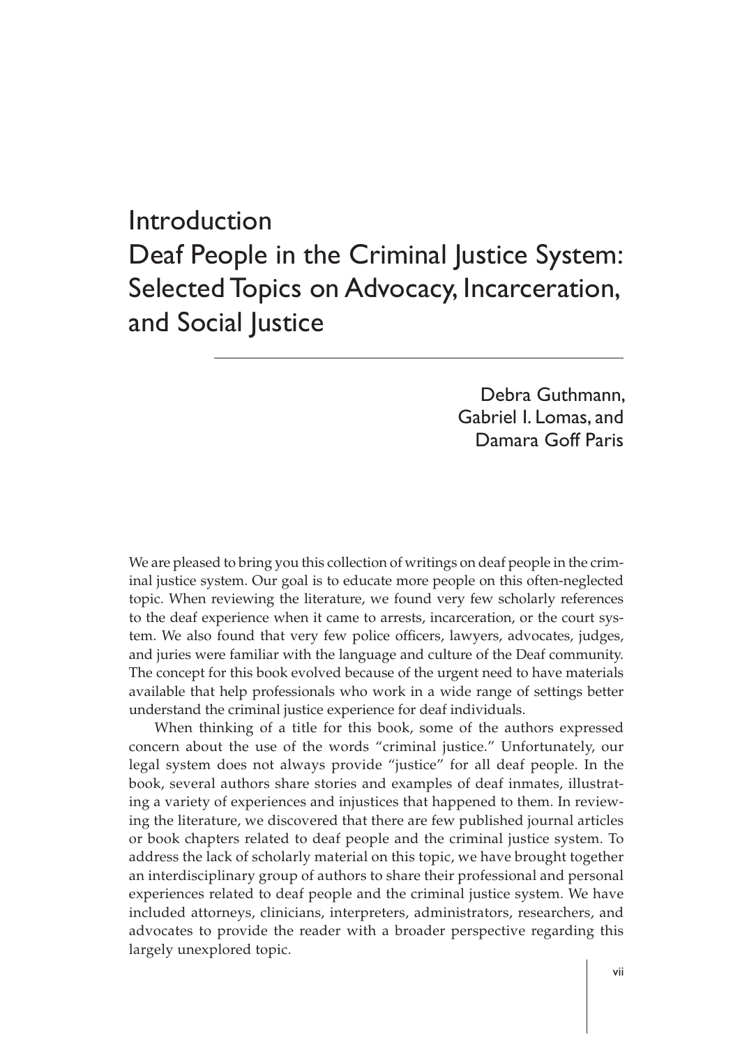# Introduction

# Deaf People in the Criminal Justice System: Selected Topics on Advocacy, Incarceration, and Social Justice

Debra Guthmann, Gabriel I. Lomas, and Damara Goff Paris

We are pleased to bring you this collection of writings on deaf people in the criminal justice system. Our goal is to educate more people on this often-neglected topic. When reviewing the literature, we found very few scholarly references to the deaf experience when it came to arrests, incarceration, or the court system. We also found that very few police officers, lawyers, advocates, judges, and juries were familiar with the language and culture of the Deaf community. The concept for this book evolved because of the urgent need to have materials available that help professionals who work in a wide range of settings better understand the criminal justice experience for deaf individuals.

When thinking of a title for this book, some of the authors expressed concern about the use of the words "criminal justice." Unfortunately, our legal system does not always provide "justice" for all deaf people. In the book, several authors share stories and examples of deaf inmates, illustrating a variety of experiences and injustices that happened to them. In reviewing the literature, we discovered that there are few published journal articles or book chapters related to deaf people and the criminal justice system. To address the lack of scholarly material on this topic, we have brought together an interdisciplinary group of authors to share their professional and personal experiences related to deaf people and the criminal justice system. We have included attorneys, clinicians, interpreters, administrators, researchers, and advocates to provide the reader with a broader perspective regarding this largely unexplored topic.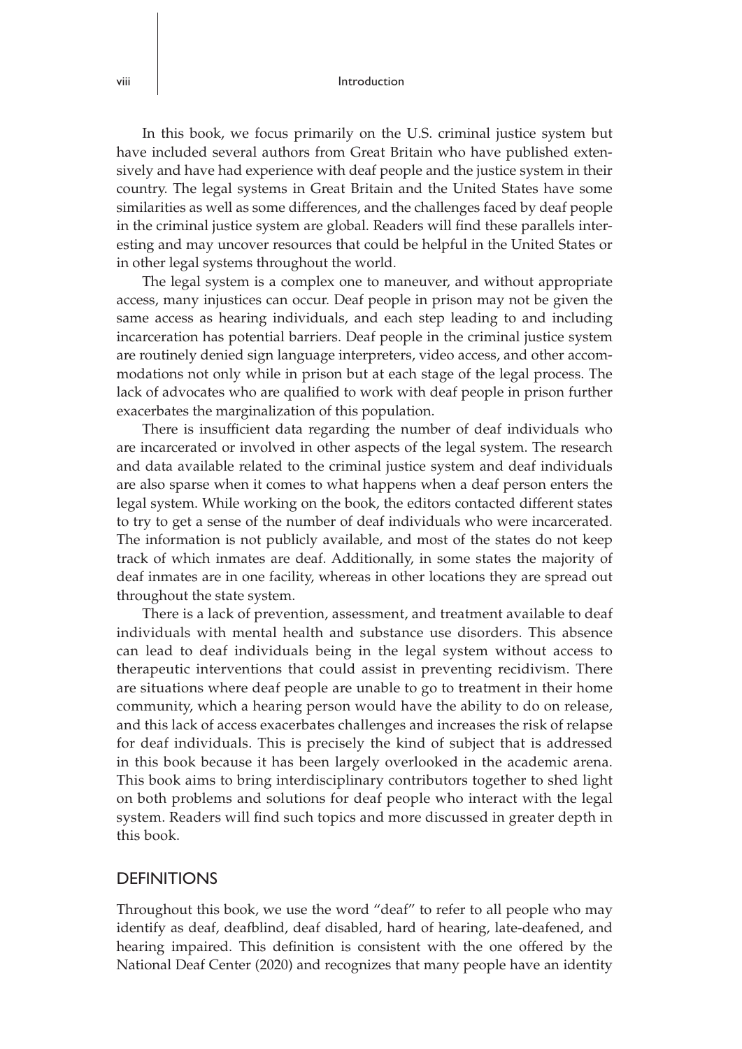In this book, we focus primarily on the U.S. criminal justice system but have included several authors from Great Britain who have published extensively and have had experience with deaf people and the justice system in their country. The legal systems in Great Britain and the United States have some similarities as well as some differences, and the challenges faced by deaf people in the criminal justice system are global. Readers will find these parallels interesting and may uncover resources that could be helpful in the United States or in other legal systems throughout the world.

The legal system is a complex one to maneuver, and without appropriate access, many injustices can occur. Deaf people in prison may not be given the same access as hearing individuals, and each step leading to and including incarceration has potential barriers. Deaf people in the criminal justice system are routinely denied sign language interpreters, video access, and other accommodations not only while in prison but at each stage of the legal process. The lack of advocates who are qualified to work with deaf people in prison further exacerbates the marginalization of this population.

There is insufficient data regarding the number of deaf individuals who are incarcerated or involved in other aspects of the legal system. The research and data available related to the criminal justice system and deaf individuals are also sparse when it comes to what happens when a deaf person enters the legal system. While working on the book, the editors contacted different states to try to get a sense of the number of deaf individuals who were incarcerated. The information is not publicly available, and most of the states do not keep track of which inmates are deaf. Additionally, in some states the majority of deaf inmates are in one facility, whereas in other locations they are spread out throughout the state system.

There is a lack of prevention, assessment, and treatment available to deaf individuals with mental health and substance use disorders. This absence can lead to deaf individuals being in the legal system without access to therapeutic interventions that could assist in preventing recidivism. There are situations where deaf people are unable to go to treatment in their home community, which a hearing person would have the ability to do on release, and this lack of access exacerbates challenges and increases the risk of relapse for deaf individuals. This is precisely the kind of subject that is addressed in this book because it has been largely overlooked in the academic arena. This book aims to bring interdisciplinary contributors together to shed light on both problems and solutions for deaf people who interact with the legal system. Readers will find such topics and more discussed in greater depth in this book.

## DEFINITIONS

Throughout this book, we use the word "deaf" to refer to all people who may identify as deaf, deafblind, deaf disabled, hard of hearing, late-deafened, and hearing impaired. This definition is consistent with the one offered by the National Deaf Center (2020) and recognizes that many people have an identity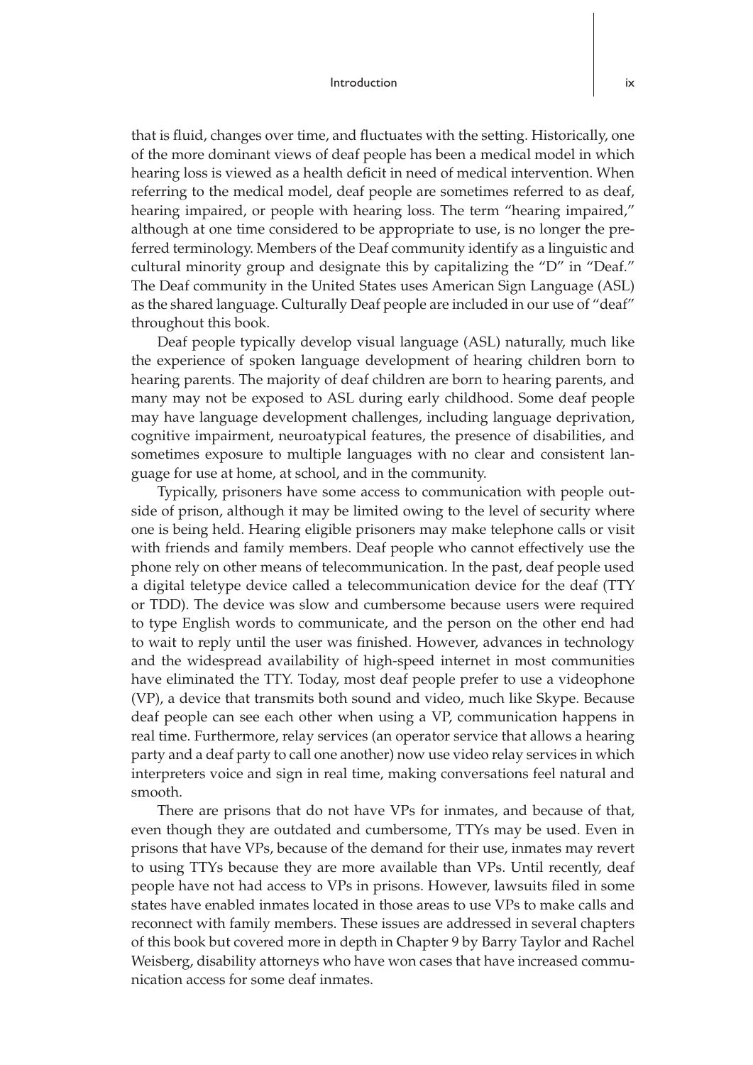that is fluid, changes over time, and fluctuates with the setting. Historically, one of the more dominant views of deaf people has been a medical model in which hearing loss is viewed as a health deficit in need of medical intervention. When referring to the medical model, deaf people are sometimes referred to as deaf, hearing impaired, or people with hearing loss. The term "hearing impaired," although at one time considered to be appropriate to use, is no longer the preferred terminology. Members of the Deaf community identify as a linguistic and cultural minority group and designate this by capitalizing the "D" in "Deaf." The Deaf community in the United States uses American Sign Language (ASL) as the shared language. Culturally Deaf people are included in our use of "deaf" throughout this book.

Deaf people typically develop visual language (ASL) naturally, much like the experience of spoken language development of hearing children born to hearing parents. The majority of deaf children are born to hearing parents, and many may not be exposed to ASL during early childhood. Some deaf people may have language development challenges, including language deprivation, cognitive impairment, neuroatypical features, the presence of disabilities, and sometimes exposure to multiple languages with no clear and consistent language for use at home, at school, and in the community.

Typically, prisoners have some access to communication with people outside of prison, although it may be limited owing to the level of security where one is being held. Hearing eligible prisoners may make telephone calls or visit with friends and family members. Deaf people who cannot effectively use the phone rely on other means of telecommunication. In the past, deaf people used a digital teletype device called a telecommunication device for the deaf (TTY or TDD). The device was slow and cumbersome because users were required to type English words to communicate, and the person on the other end had to wait to reply until the user was finished. However, advances in technology and the widespread availability of high-speed internet in most communities have eliminated the TTY. Today, most deaf people prefer to use a videophone (VP), a device that transmits both sound and video, much like Skype. Because deaf people can see each other when using a VP, communication happens in real time. Furthermore, relay services (an operator service that allows a hearing party and a deaf party to call one another) now use video relay services in which interpreters voice and sign in real time, making conversations feel natural and smooth.

There are prisons that do not have VPs for inmates, and because of that, even though they are outdated and cumbersome, TTYs may be used. Even in prisons that have VPs, because of the demand for their use, inmates may revert to using TTYs because they are more available than VPs. Until recently, deaf people have not had access to VPs in prisons. However, lawsuits filed in some states have enabled inmates located in those areas to use VPs to make calls and reconnect with family members. These issues are addressed in several chapters of this book but covered more in depth in Chapter 9 by Barry Taylor and Rachel Weisberg, disability attorneys who have won cases that have increased communication access for some deaf inmates.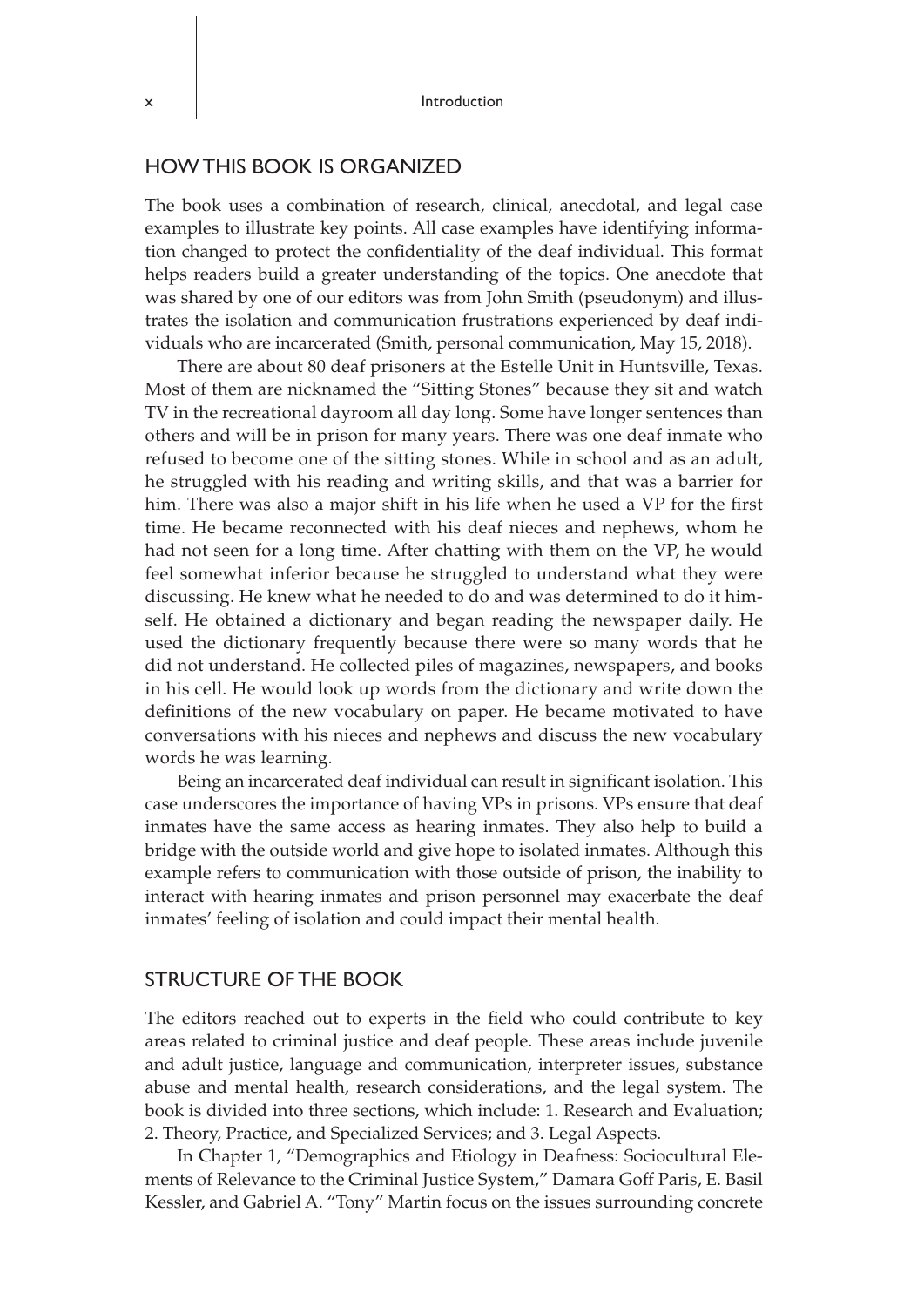## HOW THIS BOOK IS ORGANIZED

The book uses a combination of research, clinical, anecdotal, and legal case examples to illustrate key points. All case examples have identifying information changed to protect the confidentiality of the deaf individual. This format helps readers build a greater understanding of the topics. One anecdote that was shared by one of our editors was from John Smith (pseudonym) and illustrates the isolation and communication frustrations experienced by deaf individuals who are incarcerated (Smith, personal communication, May 15, 2018).

There are about 80 deaf prisoners at the Estelle Unit in Huntsville, Texas. Most of them are nicknamed the "Sitting Stones" because they sit and watch TV in the recreational dayroom all day long. Some have longer sentences than others and will be in prison for many years. There was one deaf inmate who refused to become one of the sitting stones. While in school and as an adult, he struggled with his reading and writing skills, and that was a barrier for him. There was also a major shift in his life when he used a VP for the first time. He became reconnected with his deaf nieces and nephews, whom he had not seen for a long time. After chatting with them on the VP, he would feel somewhat inferior because he struggled to understand what they were discussing. He knew what he needed to do and was determined to do it himself. He obtained a dictionary and began reading the newspaper daily. He used the dictionary frequently because there were so many words that he did not understand. He collected piles of magazines, newspapers, and books in his cell. He would look up words from the dictionary and write down the definitions of the new vocabulary on paper. He became motivated to have conversations with his nieces and nephews and discuss the new vocabulary words he was learning.

Being an incarcerated deaf individual can result in significant isolation. This case underscores the importance of having VPs in prisons. VPs ensure that deaf inmates have the same access as hearing inmates. They also help to build a bridge with the outside world and give hope to isolated inmates. Although this example refers to communication with those outside of prison, the inability to interact with hearing inmates and prison personnel may exacerbate the deaf inmates' feeling of isolation and could impact their mental health.

## STRUCTURE OF THE BOOK

The editors reached out to experts in the field who could contribute to key areas related to criminal justice and deaf people. These areas include juvenile and adult justice, language and communication, interpreter issues, substance abuse and mental health, research considerations, and the legal system. The book is divided into three sections, which include: 1. Research and Evaluation; 2. Theory, Practice, and Specialized Services; and 3. Legal Aspects.

In Chapter 1, "Demographics and Etiology in Deafness: Sociocultural Elements of Relevance to the Criminal Justice System," Damara Goff Paris, E. Basil Kessler, and Gabriel A. "Tony" Martin focus on the issues surrounding concrete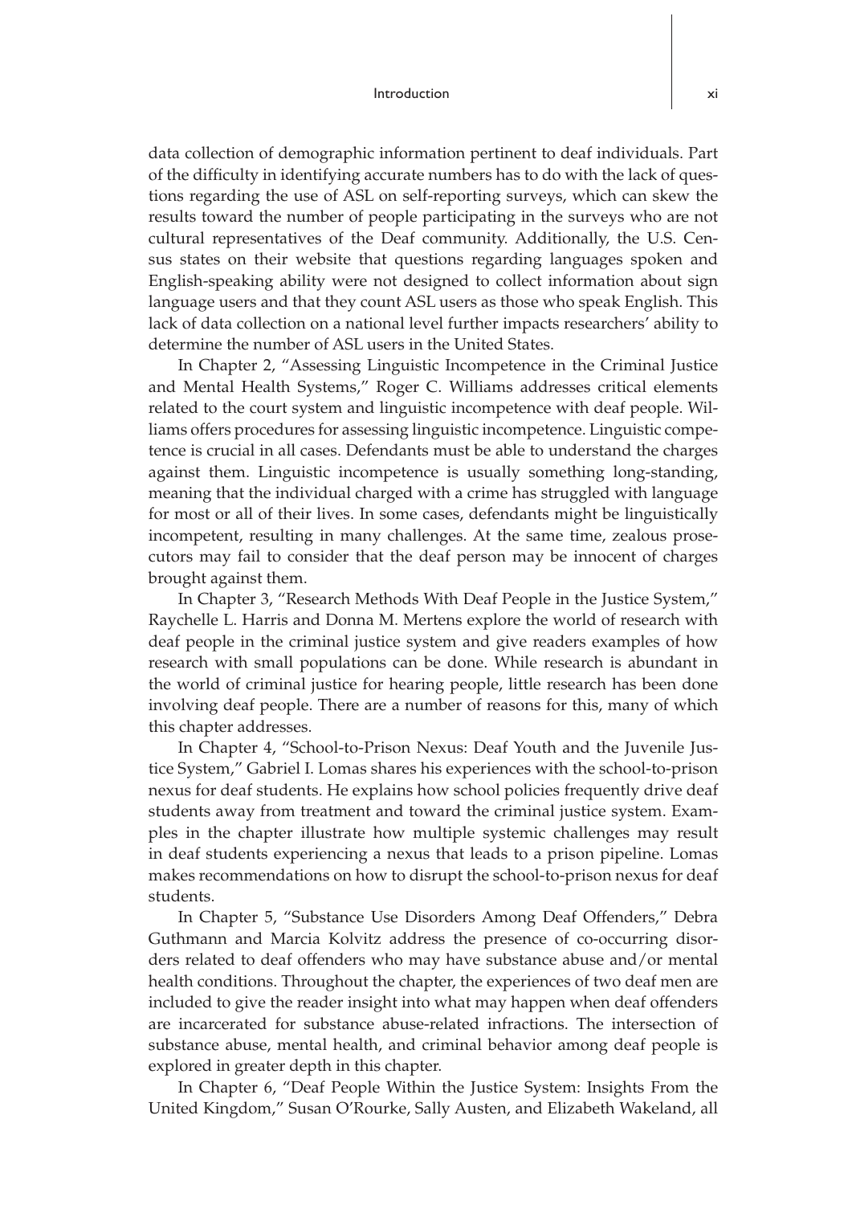data collection of demographic information pertinent to deaf individuals. Part of the difficulty in identifying accurate numbers has to do with the lack of questions regarding the use of ASL on self-reporting surveys, which can skew the results toward the number of people participating in the surveys who are not cultural representatives of the Deaf community. Additionally, the U.S. Census states on their website that questions regarding languages spoken and English-speaking ability were not designed to collect information about sign language users and that they count ASL users as those who speak English. This lack of data collection on a national level further impacts researchers' ability to determine the number of ASL users in the United States.

In Chapter 2, "Assessing Linguistic Incompetence in the Criminal Justice and Mental Health Systems," Roger C. Williams addresses critical elements related to the court system and linguistic incompetence with deaf people. Williams offers procedures for assessing linguistic incompetence. Linguistic competence is crucial in all cases. Defendants must be able to understand the charges against them. Linguistic incompetence is usually something long-standing, meaning that the individual charged with a crime has struggled with language for most or all of their lives. In some cases, defendants might be linguistically incompetent, resulting in many challenges. At the same time, zealous prosecutors may fail to consider that the deaf person may be innocent of charges brought against them.

In Chapter 3, "Research Methods With Deaf People in the Justice System," Raychelle L. Harris and Donna M. Mertens explore the world of research with deaf people in the criminal justice system and give readers examples of how research with small populations can be done. While research is abundant in the world of criminal justice for hearing people, little research has been done involving deaf people. There are a number of reasons for this, many of which this chapter addresses.

In Chapter 4, "School-to-Prison Nexus: Deaf Youth and the Juvenile Justice System," Gabriel I. Lomas shares his experiences with the school-to-prison nexus for deaf students. He explains how school policies frequently drive deaf students away from treatment and toward the criminal justice system. Examples in the chapter illustrate how multiple systemic challenges may result in deaf students experiencing a nexus that leads to a prison pipeline. Lomas makes recommendations on how to disrupt the school-to-prison nexus for deaf students.

In Chapter 5, "Substance Use Disorders Among Deaf Offenders," Debra Guthmann and Marcia Kolvitz address the presence of co-occurring disorders related to deaf offenders who may have substance abuse and/or mental health conditions. Throughout the chapter, the experiences of two deaf men are included to give the reader insight into what may happen when deaf offenders are incarcerated for substance abuse-related infractions. The intersection of substance abuse, mental health, and criminal behavior among deaf people is explored in greater depth in this chapter.

In Chapter 6, "Deaf People Within the Justice System: Insights From the United Kingdom," Susan O'Rourke, Sally Austen, and Elizabeth Wakeland, all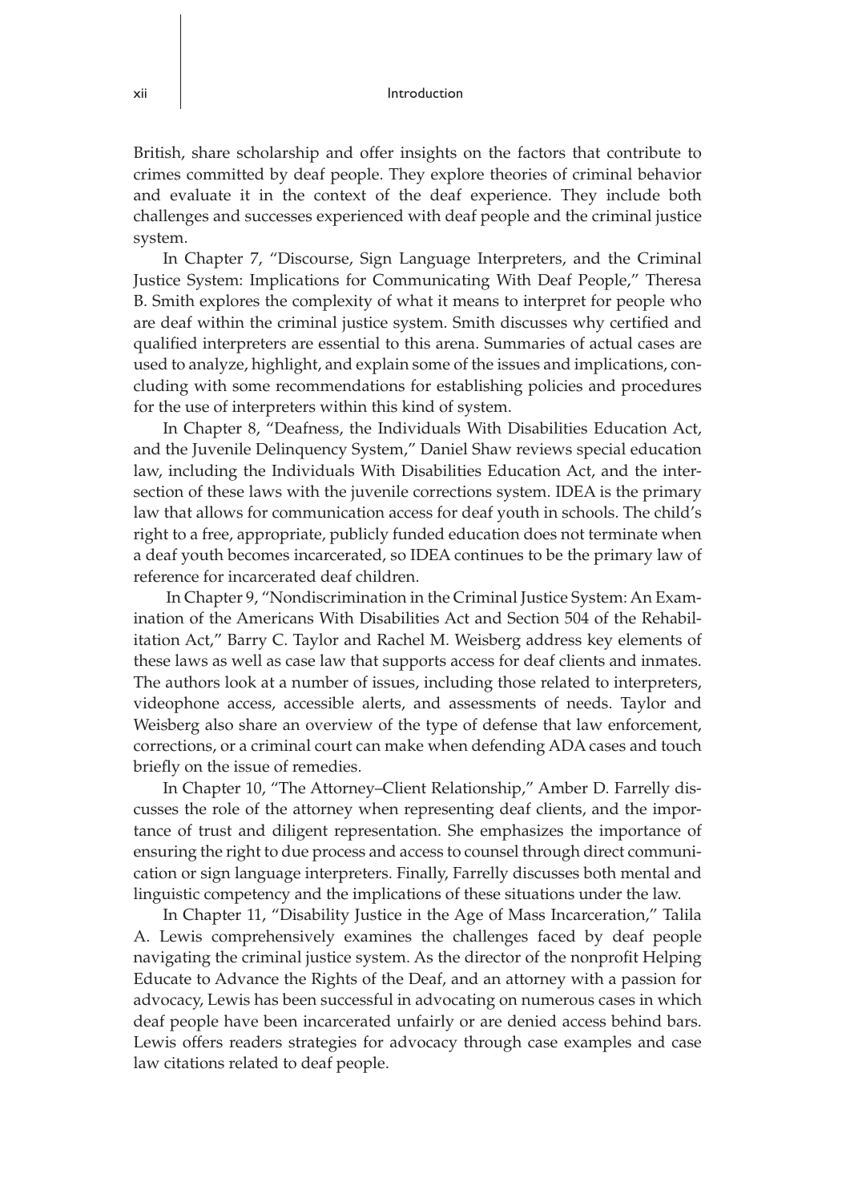British, share scholarship and offer insights on the factors that contribute to crimes committed by deaf people. They explore theories of criminal behavior and evaluate it in the context of the deaf experience. They include both challenges and successes experienced with deaf people and the criminal justice system.

In Chapter 7, "Discourse, Sign Language Interpreters, and the Criminal Justice System: Implications for Communicating With Deaf People," Theresa B. Smith explores the complexity of what it means to interpret for people who are deaf within the criminal justice system. Smith discusses why certified and qualified interpreters are essential to this arena. Summaries of actual cases are used to analyze, highlight, and explain some of the issues and implications, concluding with some recommendations for establishing policies and procedures for the use of interpreters within this kind of system.

In Chapter 8, "Deafness, the Individuals With Disabilities Education Act, and the Juvenile Delinquency System," Daniel Shaw reviews special education law, including the Individuals With Disabilities Education Act, and the intersection of these laws with the juvenile corrections system. IDEA is the primary law that allows for communication access for deaf youth in schools. The child's right to a free, appropriate, publicly funded education does not terminate when a deaf youth becomes incarcerated, so IDEA continues to be the primary law of reference for incarcerated deaf children.

In Chapter 9, "Nondiscrimination in the Criminal Justice System: An Examination of the Americans With Disabilities Act and Section 504 of the Rehabilitation Act," Barry C. Taylor and Rachel M. Weisberg address key elements of these laws as well as case law that supports access for deaf clients and inmates. The authors look at a number of issues, including those related to interpreters, videophone access, accessible alerts, and assessments of needs. Taylor and Weisberg also share an overview of the type of defense that law enforcement, corrections, or a criminal court can make when defending ADA cases and touch briefly on the issue of remedies.

In Chapter 10, "The Attorney–Client Relationship," Amber D. Farrelly discusses the role of the attorney when representing deaf clients, and the importance of trust and diligent representation. She emphasizes the importance of ensuring the right to due process and access to counsel through direct communication or sign language interpreters. Finally, Farrelly discusses both mental and linguistic competency and the implications of these situations under the law.

In Chapter 11, "Disability Justice in the Age of Mass Incarceration," Talila A. Lewis comprehensively examines the challenges faced by deaf people navigating the criminal justice system. As the director of the nonprofit Helping Educate to Advance the Rights of the Deaf, and an attorney with a passion for advocacy, Lewis has been successful in advocating on numerous cases in which deaf people have been incarcerated unfairly or are denied access behind bars. Lewis offers readers strategies for advocacy through case examples and case law citations related to deaf people.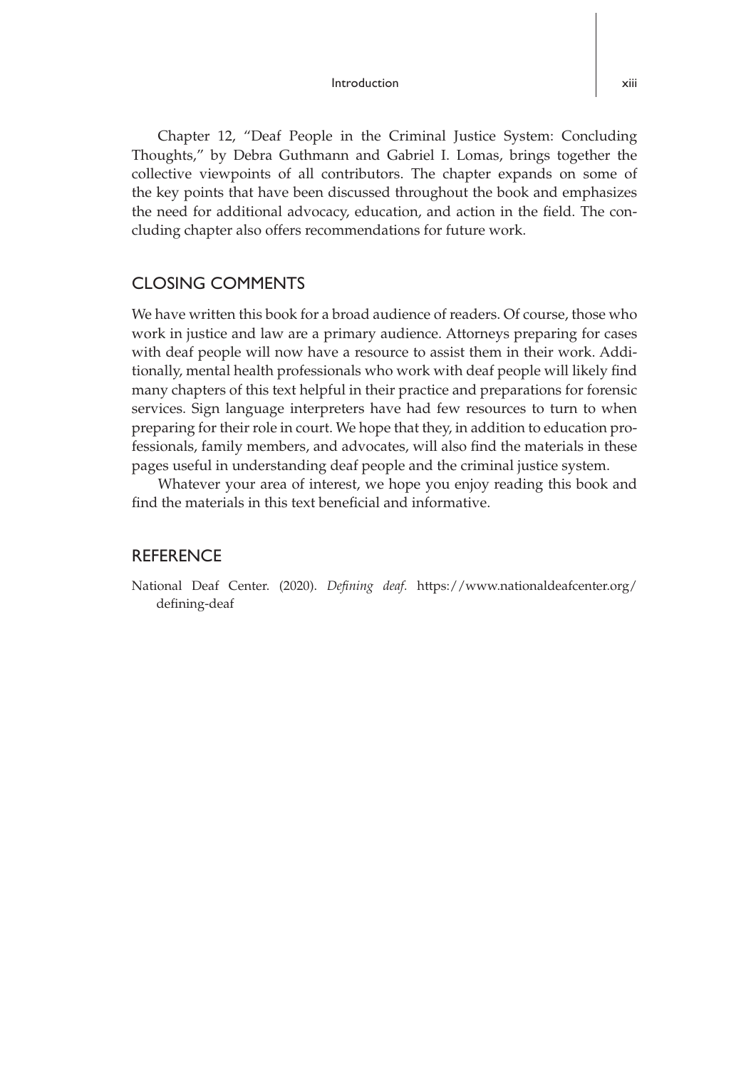Chapter 12, "Deaf People in the Criminal Justice System: Concluding Thoughts," by Debra Guthmann and Gabriel I. Lomas, brings together the collective viewpoints of all contributors. The chapter expands on some of the key points that have been discussed throughout the book and emphasizes the need for additional advocacy, education, and action in the field. The concluding chapter also offers recommendations for future work.

## CLOSING COMMENTS

We have written this book for a broad audience of readers. Of course, those who work in justice and law are a primary audience. Attorneys preparing for cases with deaf people will now have a resource to assist them in their work. Additionally, mental health professionals who work with deaf people will likely find many chapters of this text helpful in their practice and preparations for forensic services. Sign language interpreters have had few resources to turn to when preparing for their role in court. We hope that they, in addition to education professionals, family members, and advocates, will also find the materials in these pages useful in understanding deaf people and the criminal justice system.

Whatever your area of interest, we hope you enjoy reading this book and find the materials in this text beneficial and informative.

## REFERENCE

National Deaf Center. (2020). *Defining deaf*. https://www.nationaldeafcenter.org/defining-deaf